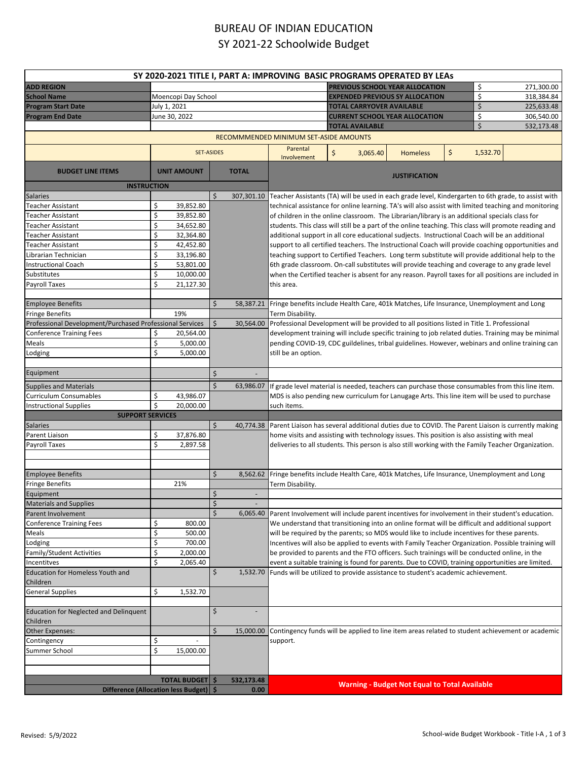# BUREAU OF INDIAN EDUCATION

## SY 2021-22 Schoolwide Budget

| SY 2020-2021 TITLE I, PART A: IMPROVING BASIC PROGRAMS OPERATED BY LEAs | | | |
|---|---|---|---|
| **ADD REGION** | | **PREVIOUS SCHOOL YEAR ALLOCATION** | $ 271,300.00 |
| **School Name** | Moencopi Day School | **EXPENDED PREVIOUS SY ALLOCATION** | $ 318,384.84 |
| **Program Start Date** | July 1, 2021 | **TOTAL CARRYOVER AVAILABLE** | $ 225,633.48 |
| **Program End Date** | June 30, 2022 | **CURRENT SCHOOL YEAR ALLOCATION** | $ 306,540.00 |
| | | **TOTAL AVAILABLE** | $ 532,173.48 |

RECOMMMENDED MINIMUM SET-ASIDE AMOUNTS

| SET-ASIDES | Parental Involvement | $ 3,065.40 | Homeless | $ 1,532.70 |
|---|---|---|---|---|

| BUDGET LINE ITEMS | UNIT AMOUNT | TOTAL | JUSTIFICATION |
|---|---|---|---|
| **INSTRUCTION** | | | |
| Salaries | | $ 307,301.10 | Teacher Assistants (TA) will be used in each grade level, Kindergarten to 6th grade, to assist with technical assistance for online learning. TA's will also assist with limited teaching and monitoring of children in the online classroom. The Librarian/library is an additional specials class for students. This class will still be a part of the online teaching. This class will promote reading and additional support in all core educational subjects. Instructional Coach will be an additional support to all certified teachers. The Instructional Coach will provide coaching opportunities and teaching support to Certified Teachers. Long term substitute will provide additional help to the 6th grade classroom. On-call substitutes will provide teaching and coverage to any grade level when the Certified teacher is absent for any reason. Payroll taxes for all positions are included in this area. |
| Teacher Assistant | $ 39,852.80 | | |
| Teacher Assistant | $ 39,852.80 | | |
| Teacher Assistant | $ 34,652.80 | | |
| Teacher Assistant | $ 32,364.80 | | |
| Teacher Assistant | $ 42,452.80 | | |
| Librarian Technician | $ 33,196.80 | | |
| Instructional Coach | $ 53,801.00 | | |
| Substitutes | $ 10,000.00 | | |
| Payroll Taxes | $ 21,127.30 | | |
| Employee Benefits | | $ 58,387.21 | Fringe benefits include Health Care, 401k Matches, Life Insurance, Unemployment and Long Term Disability. |
| Fringe Benefits | 19% | | |
| Professional Development/Purchased Professional Services | | $ 30,564.00 | Professional Development will be provided to all positions listed in Title 1. Professional development training will include specific training to job related duties. Training may be minimal pending COVID-19, CDC guidelines, tribal guidelines. However, webinars and online training can still be an option. |
| Conference Training Fees | $ 20,564.00 | | |
| Meals | $ 5,000.00 | | |
| Lodging | $ 5,000.00 | | |
| Equipment | | $ - | |
| Supplies and Materials | | $ 63,986.07 | If grade level material is needed, teachers can purchase those consumables from this line item. MDS is also pending new curriculum for Lanugage Arts. This line item will be used to purchase such items. |
| Curriculum Consumables | $ 43,986.07 | | |
| Instructional Supplies | $ 20,000.00 | | |
| **SUPPORT SERVICES** | | | |
| Salaries | | $ 40,774.38 | Parent Liaison has several additional duties due to COVID. The Parent Liaison is currently making home visits and assisting with technology issues. This position is also assisting with meal deliveries to all students. This person is also still working with the Family Teacher Organization. |
| Parent Liaison | $ 37,876.80 | | |
| Payroll Taxes | $ 2,897.58 | | |
| Employee Benefits | | $ 8,562.62 | Fringe benefits include Health Care, 401k Matches, Life Insurance, Unemployment and Long Term Disability. |
| Fringe Benefits | 21% | | |
| Equipment | | $ - | |
| Materials and Supplies | | $ - | |
| Parent Involvement | | $ 6,065.40 | Parent Involvement will include parent incentives for involvement in their student's education. We understand that transitioning into an online format will be difficult and additional support will be required by the parents; so MDS would like to include incentives for these parents. Incentives will also be applied to events with Family Teacher Organization. Possible training will be provided to parents and the FTO officers. Such trainings will be conducted online, in the event a suitable training is found for parents. Due to COVID, training opportunities are limited. |
| Conference Training Fees | $ 800.00 | | |
| Meals | $ 500.00 | | |
| Lodging | $ 700.00 | | |
| Family/Student Activities | $ 2,000.00 | | |
| Incentitves | $ 2,065.40 | | |
| Education for Homeless Youth and Children | | $ 1,532.70 | Funds will be utilized to provide assistance to student's academic achievement. |
| General Supplies | $ 1,532.70 | | |
| Education for Neglected and Delinquent Children | | $ - | |
| Other Expenses: | | $ 15,000.00 | Contingency funds will be applied to line item areas related to student achievement or academic support. |
| Contingency | $ - | | |
| Summer School | $ 15,000.00 | | |
| **TOTAL BUDGET** | | **$ 532,173.48** | **Warning - Budget Not Equal to Total Available** |
| **Difference (Allocation less Budget)** | | **$ 0.00** | |

Revised: 5/9/2022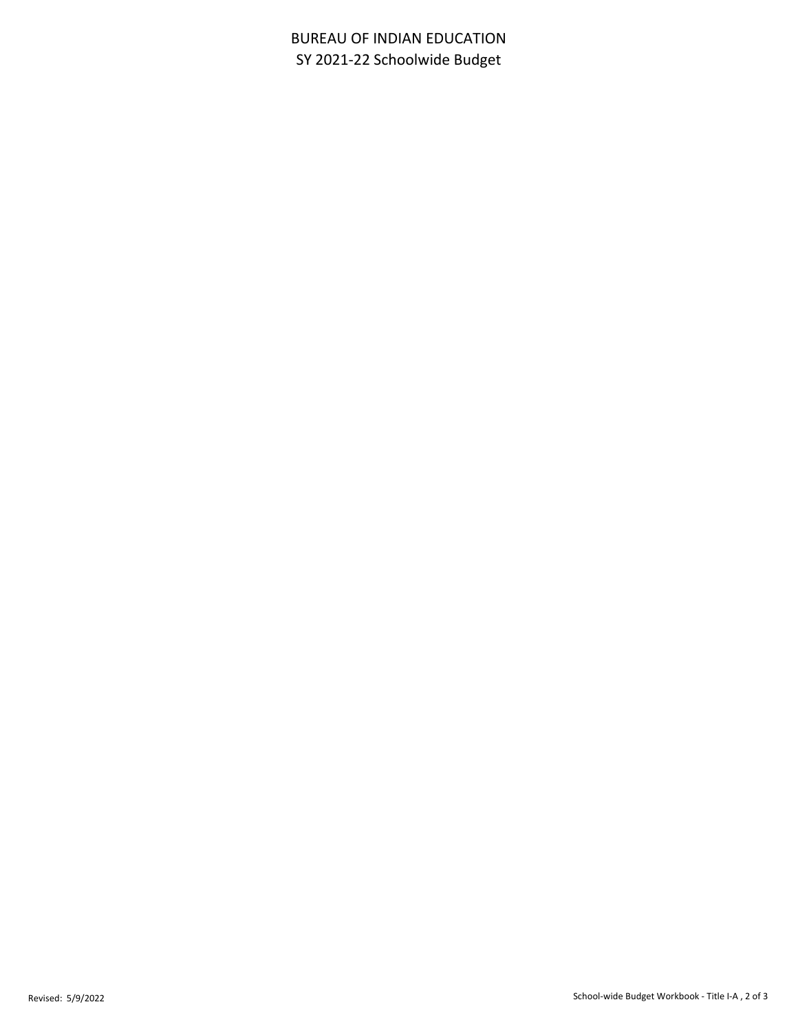# BUREAU OF INDIAN EDUCATION

## SY 2021-22 Schoolwide Budget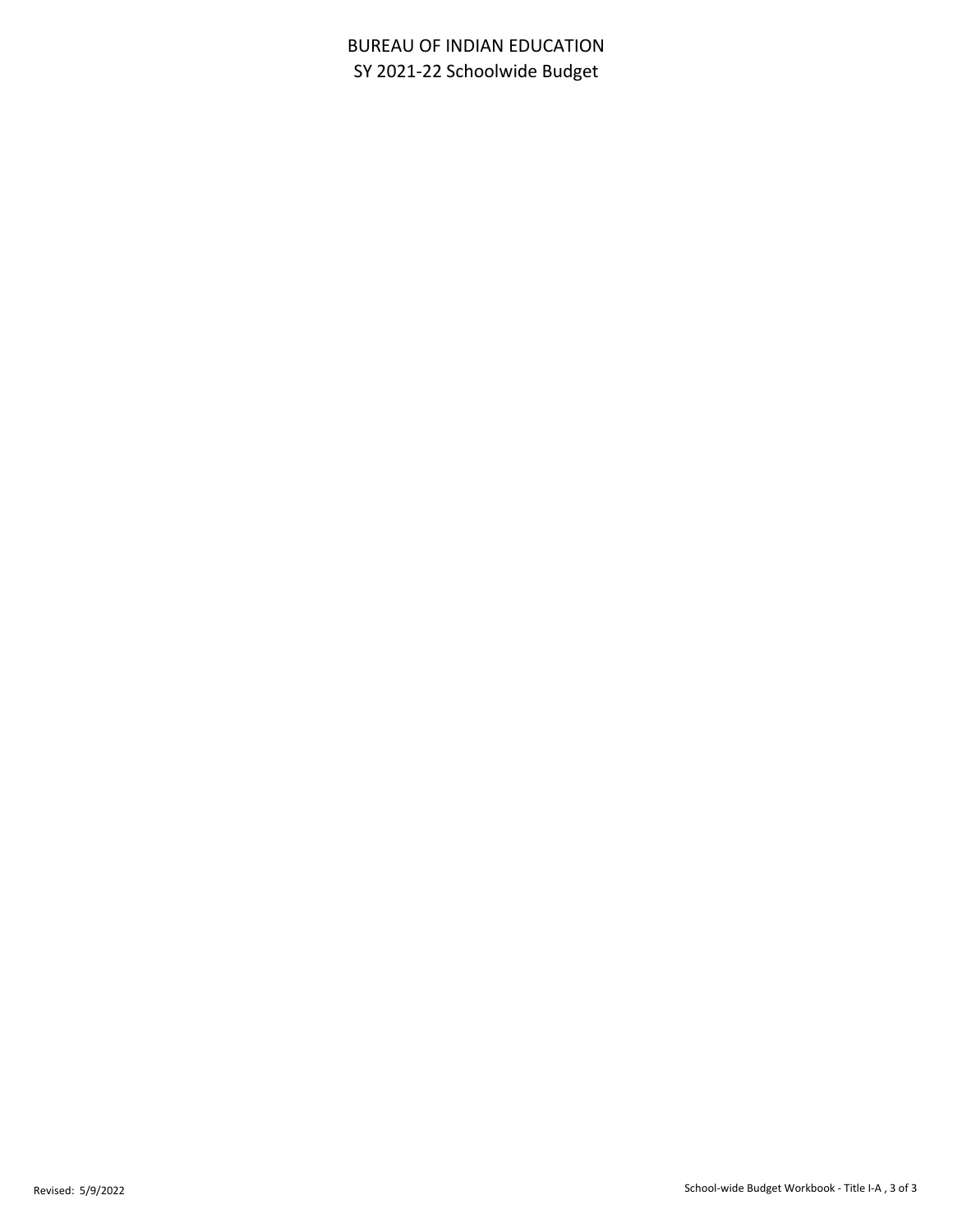# BUREAU OF INDIAN EDUCATION

## SY 2021-22 Schoolwide Budget